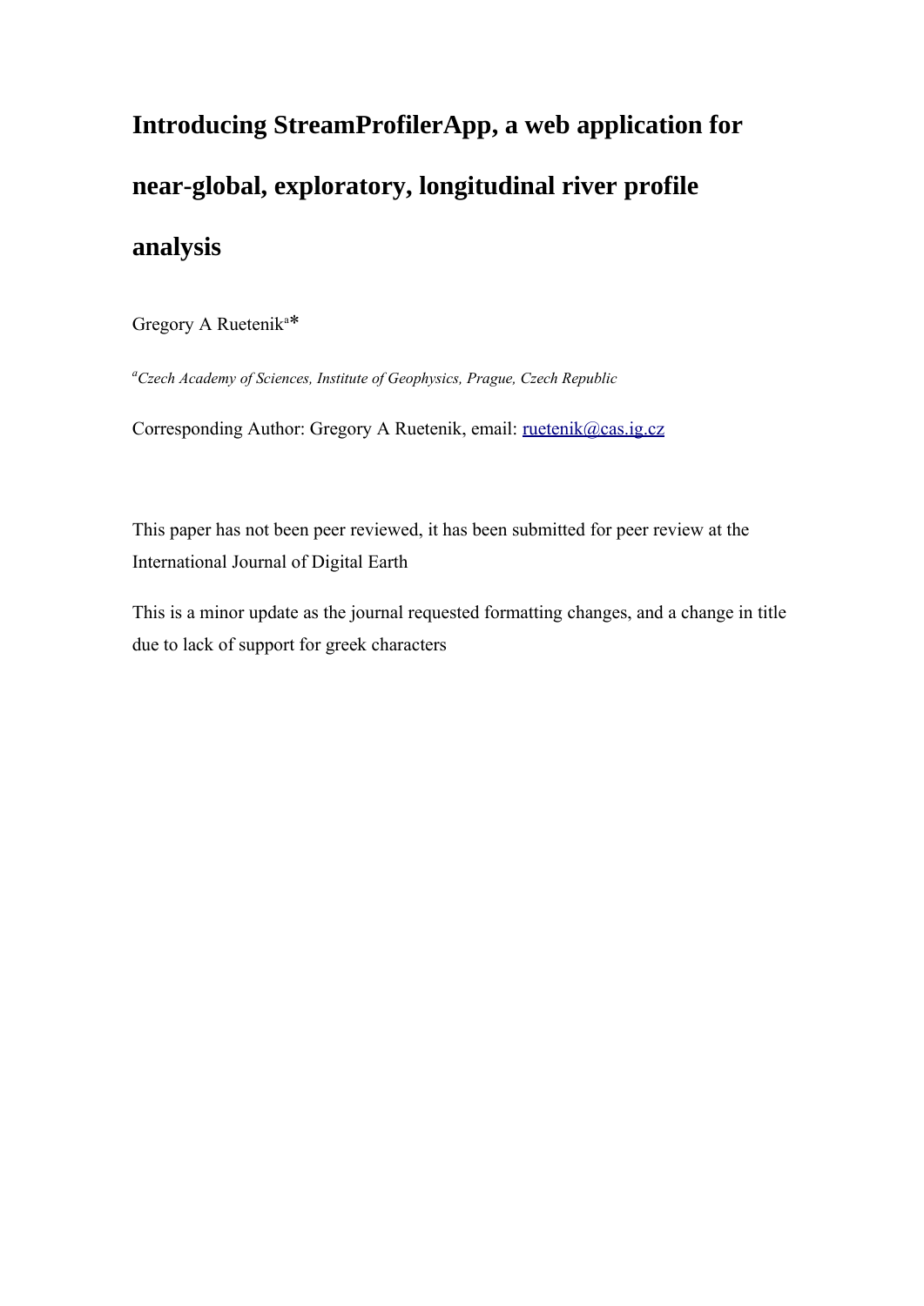# Introducing StreamProfilerApp, a web application for near-global, exploratory, longitudinal river profile analysis

Gregory A Ruetenik[a]*

[a]*Czech Academy of Sciences, Institute of Geophysics, Prague, Czech Republic*

Corresponding Author: Gregory A Ruetenik, email: ruetenik@cas.ig.cz

This paper has not been peer reviewed, it has been submitted for peer review at the International Journal of Digital Earth

This is a minor update as the journal requested formatting changes, and a change in title due to lack of support for greek characters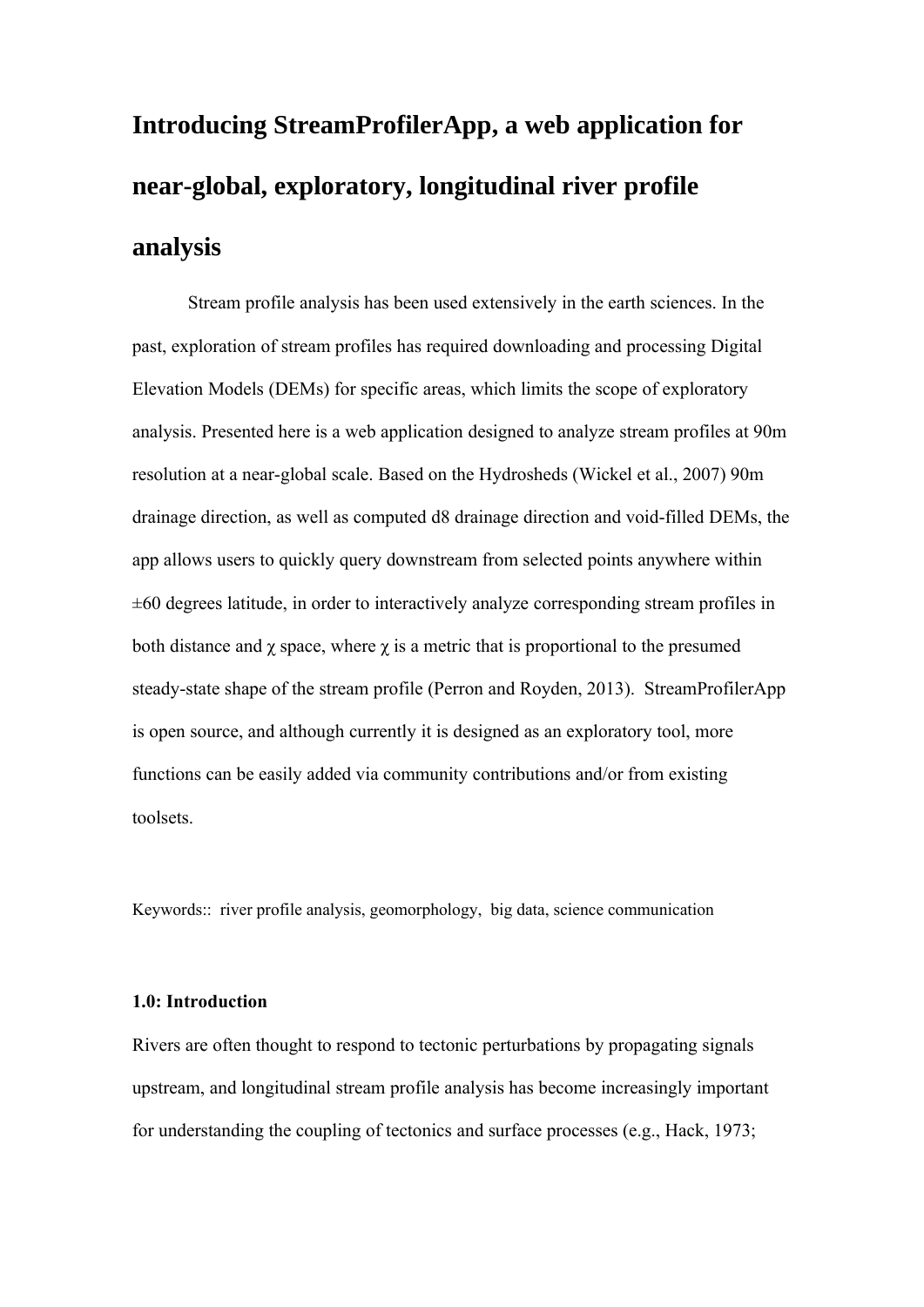# Introducing StreamProfilerApp, a web application for near-global, exploratory, longitudinal river profile analysis

Stream profile analysis has been used extensively in the earth sciences. In the past, exploration of stream profiles has required downloading and processing Digital Elevation Models (DEMs) for specific areas, which limits the scope of exploratory analysis. Presented here is a web application designed to analyze stream profiles at 90m resolution at a near-global scale. Based on the Hydrosheds (Wickel et al., 2007) 90m drainage direction, as well as computed d8 drainage direction and void-filled DEMs, the app allows users to quickly query downstream from selected points anywhere within ±60 degrees latitude, in order to interactively analyze corresponding stream profiles in both distance and $\chi$ space, where $\chi$ is a metric that is proportional to the presumed steady-state shape of the stream profile (Perron and Royden, 2013). StreamProfilerApp is open source, and although currently it is designed as an exploratory tool, more functions can be easily added via community contributions and/or from existing toolsets.

Keywords:: river profile analysis, geomorphology, big data, science communication

### 1.0: Introduction

Rivers are often thought to respond to tectonic perturbations by propagating signals upstream, and longitudinal stream profile analysis has become increasingly important for understanding the coupling of tectonics and surface processes (e.g., Hack, 1973;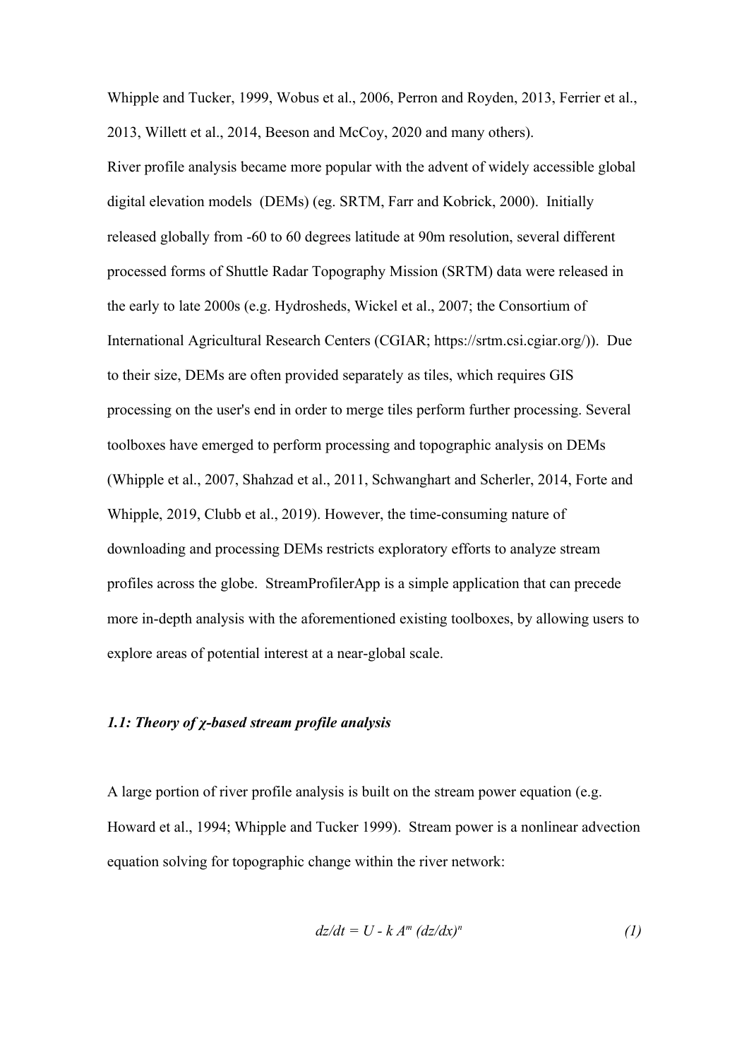Whipple and Tucker, 1999, Wobus et al., 2006, Perron and Royden, 2013, Ferrier et al., 2013, Willett et al., 2014, Beeson and McCoy, 2020 and many others).

River profile analysis became more popular with the advent of widely accessible global digital elevation models (DEMs) (eg. SRTM, Farr and Kobrick, 2000). Initially released globally from -60 to 60 degrees latitude at 90m resolution, several different processed forms of Shuttle Radar Topography Mission (SRTM) data were released in the early to late 2000s (e.g. Hydrosheds, Wickel et al., 2007; the Consortium of International Agricultural Research Centers (CGIAR; https://srtm.csi.cgiar.org/)). Due to their size, DEMs are often provided separately as tiles, which requires GIS processing on the user's end in order to merge tiles perform further processing. Several toolboxes have emerged to perform processing and topographic analysis on DEMs (Whipple et al., 2007, Shahzad et al., 2011, Schwanghart and Scherler, 2014, Forte and Whipple, 2019, Clubb et al., 2019). However, the time-consuming nature of downloading and processing DEMs restricts exploratory efforts to analyze stream profiles across the globe. StreamProfilerApp is a simple application that can precede more in-depth analysis with the aforementioned existing toolboxes, by allowing users to explore areas of potential interest at a near-global scale.

### *1.1: Theory of χ-based stream profile analysis*

A large portion of river profile analysis is built on the stream power equation (e.g. Howard et al., 1994; Whipple and Tucker 1999). Stream power is a nonlinear advection equation solving for topographic change within the river network:

$$dz/dt = U - k\,A^{m}\,(dz/dx)^{n} \tag{1}$$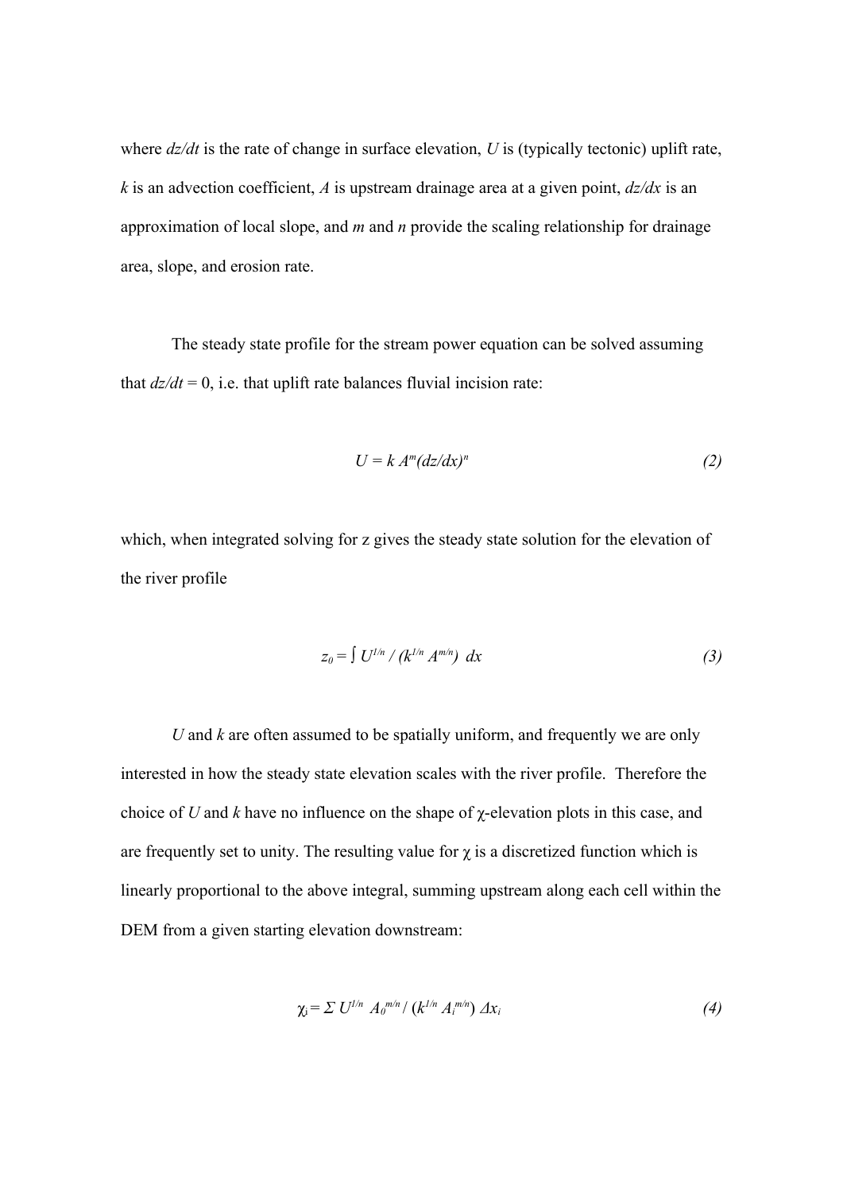where $dz/dt$ is the rate of change in surface elevation, $U$ is (typically tectonic) uplift rate, $k$ is an advection coefficient, $A$ is upstream drainage area at a given point, $dz/dx$ is an approximation of local slope, and $m$ and $n$ provide the scaling relationship for drainage area, slope, and erosion rate.

The steady state profile for the stream power equation can be solved assuming that $dz/dt = 0$, i.e. that uplift rate balances fluvial incision rate:

$$U = k\, A^{m}(dz/dx)^{n} \tag{2}$$

which, when integrated solving for z gives the steady state solution for the elevation of the river profile

$$z_0 = \int U^{1/n} / (k^{1/n} A^{m/n})\; dx \tag{3}$$

$U$ and $k$ are often assumed to be spatially uniform, and frequently we are only interested in how the steady state elevation scales with the river profile. Therefore the choice of $U$ and $k$ have no influence on the shape of χ-elevation plots in this case, and are frequently set to unity. The resulting value for χ is a discretized function which is linearly proportional to the above integral, summing upstream along each cell within the DEM from a given starting elevation downstream:

$$\chi_i = \Sigma\, U^{1/n}\; A_0^{m/n} / (k^{1/n} A_i^{m/n})\; \Delta x_i \tag{4}$$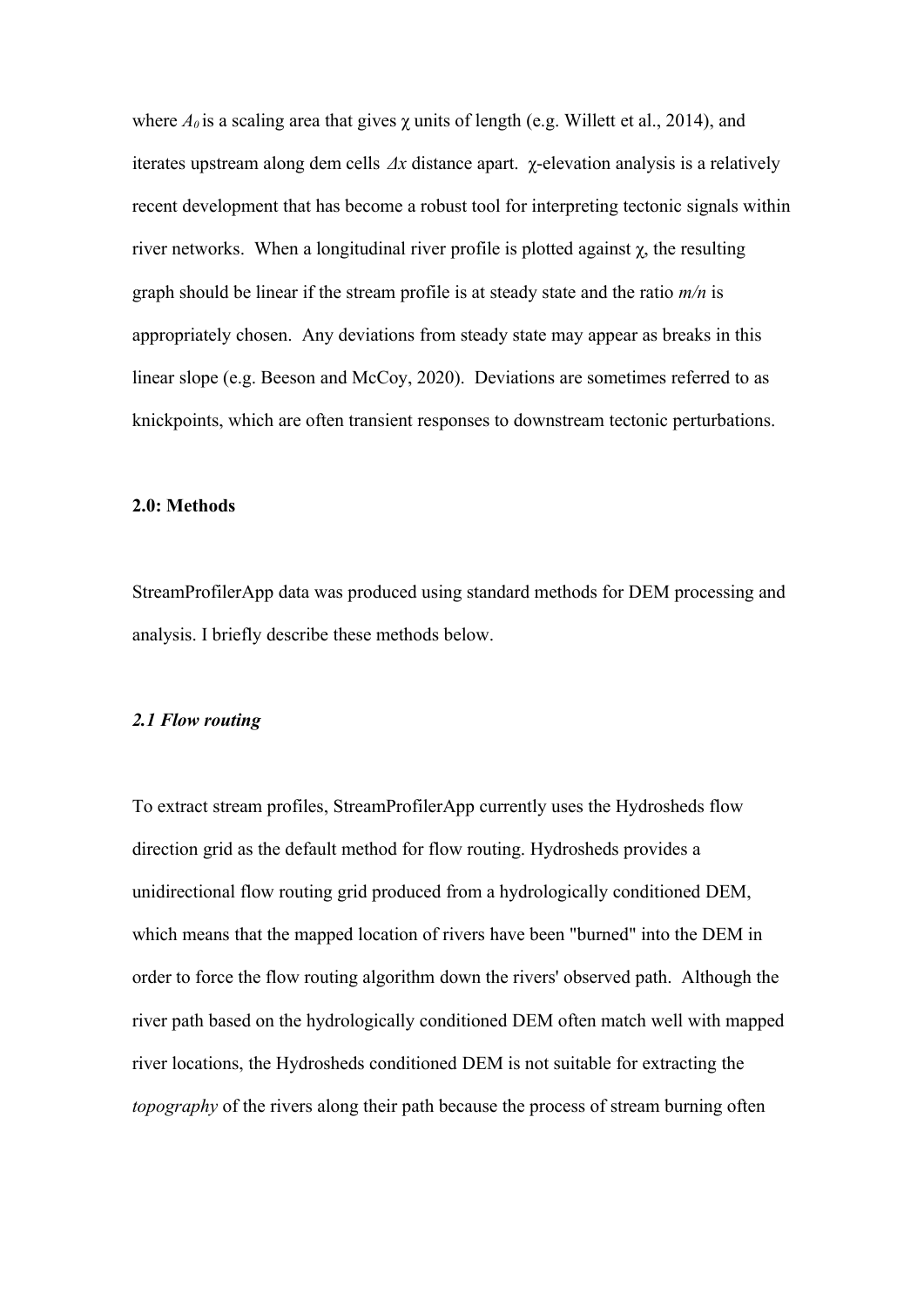where $A_0$ is a scaling area that gives $\chi$ units of length (e.g. Willett et al., 2014), and iterates upstream along dem cells $\Delta x$ distance apart. $\chi$-elevation analysis is a relatively recent development that has become a robust tool for interpreting tectonic signals within river networks. When a longitudinal river profile is plotted against $\chi$, the resulting graph should be linear if the stream profile is at steady state and the ratio $m/n$ is appropriately chosen. Any deviations from steady state may appear as breaks in this linear slope (e.g. Beeson and McCoy, 2020). Deviations are sometimes referred to as knickpoints, which are often transient responses to downstream tectonic perturbations.

## 2.0: Methods

StreamProfilerApp data was produced using standard methods for DEM processing and analysis. I briefly describe these methods below.

### *2.1 Flow routing*

To extract stream profiles, StreamProfilerApp currently uses the Hydrosheds flow direction grid as the default method for flow routing. Hydrosheds provides a unidirectional flow routing grid produced from a hydrologically conditioned DEM, which means that the mapped location of rivers have been "burned" into the DEM in order to force the flow routing algorithm down the rivers' observed path. Although the river path based on the hydrologically conditioned DEM often match well with mapped river locations, the Hydrosheds conditioned DEM is not suitable for extracting the *topography* of the rivers along their path because the process of stream burning often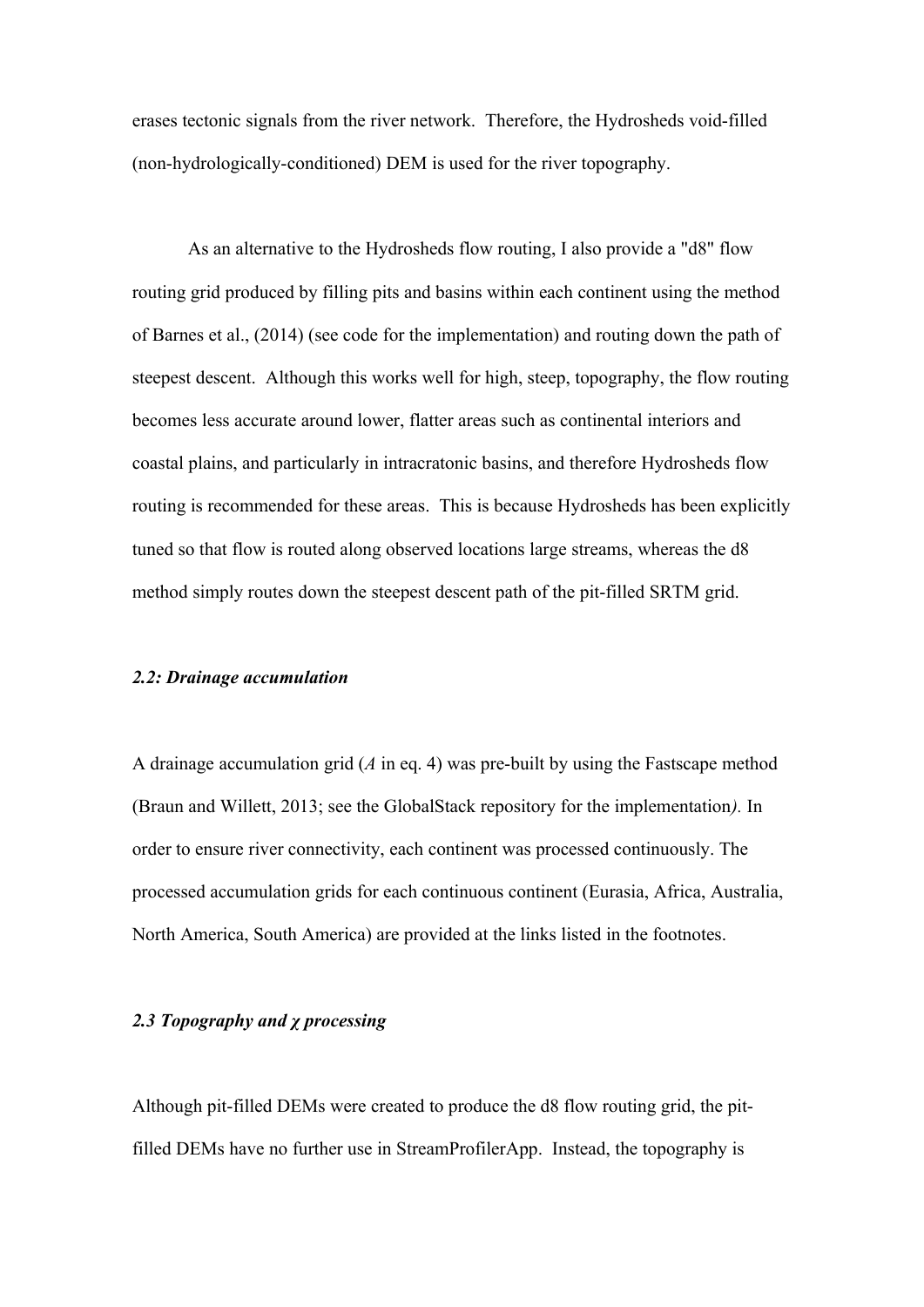erases tectonic signals from the river network. Therefore, the Hydrosheds void-filled (non-hydrologically-conditioned) DEM is used for the river topography.

As an alternative to the Hydrosheds flow routing, I also provide a "d8" flow routing grid produced by filling pits and basins within each continent using the method of Barnes et al., (2014) (see code for the implementation) and routing down the path of steepest descent. Although this works well for high, steep, topography, the flow routing becomes less accurate around lower, flatter areas such as continental interiors and coastal plains, and particularly in intracratonic basins, and therefore Hydrosheds flow routing is recommended for these areas. This is because Hydrosheds has been explicitly tuned so that flow is routed along observed locations large streams, whereas the d8 method simply routes down the steepest descent path of the pit-filled SRTM grid.

### *2.2: Drainage accumulation*

A drainage accumulation grid ($A$ in eq. 4) was pre-built by using the Fastscape method (Braun and Willett, 2013; see the GlobalStack repository for the implementation*)*. In order to ensure river connectivity, each continent was processed continuously. The processed accumulation grids for each continuous continent (Eurasia, Africa, Australia, North America, South America) are provided at the links listed in the footnotes.

### *2.3 Topography and $\chi$ processing*

Although pit-filled DEMs were created to produce the d8 flow routing grid, the pit-filled DEMs have no further use in StreamProfilerApp. Instead, the topography is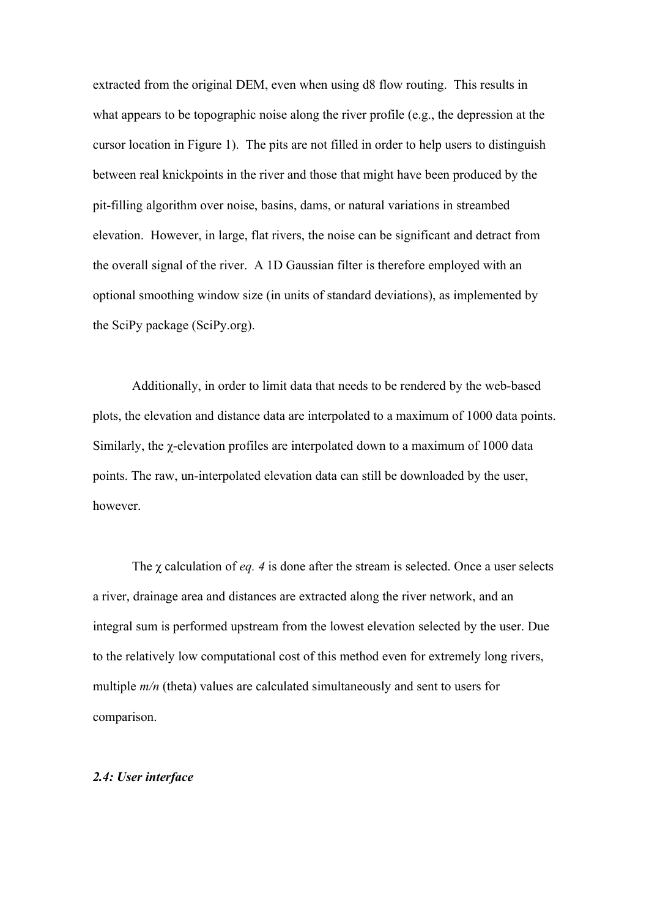extracted from the original DEM, even when using d8 flow routing. This results in what appears to be topographic noise along the river profile (e.g., the depression at the cursor location in Figure 1). The pits are not filled in order to help users to distinguish between real knickpoints in the river and those that might have been produced by the pit-filling algorithm over noise, basins, dams, or natural variations in streambed elevation. However, in large, flat rivers, the noise can be significant and detract from the overall signal of the river. A 1D Gaussian filter is therefore employed with an optional smoothing window size (in units of standard deviations), as implemented by the SciPy package (SciPy.org).

Additionally, in order to limit data that needs to be rendered by the web-based plots, the elevation and distance data are interpolated to a maximum of 1000 data points. Similarly, the $\chi$-elevation profiles are interpolated down to a maximum of 1000 data points. The raw, un-interpolated elevation data can still be downloaded by the user, however.

The $\chi$ calculation of *eq. 4* is done after the stream is selected. Once a user selects a river, drainage area and distances are extracted along the river network, and an integral sum is performed upstream from the lowest elevation selected by the user. Due to the relatively low computational cost of this method even for extremely long rivers, multiple $m/n$ (theta) values are calculated simultaneously and sent to users for comparison.

### *2.4: User interface*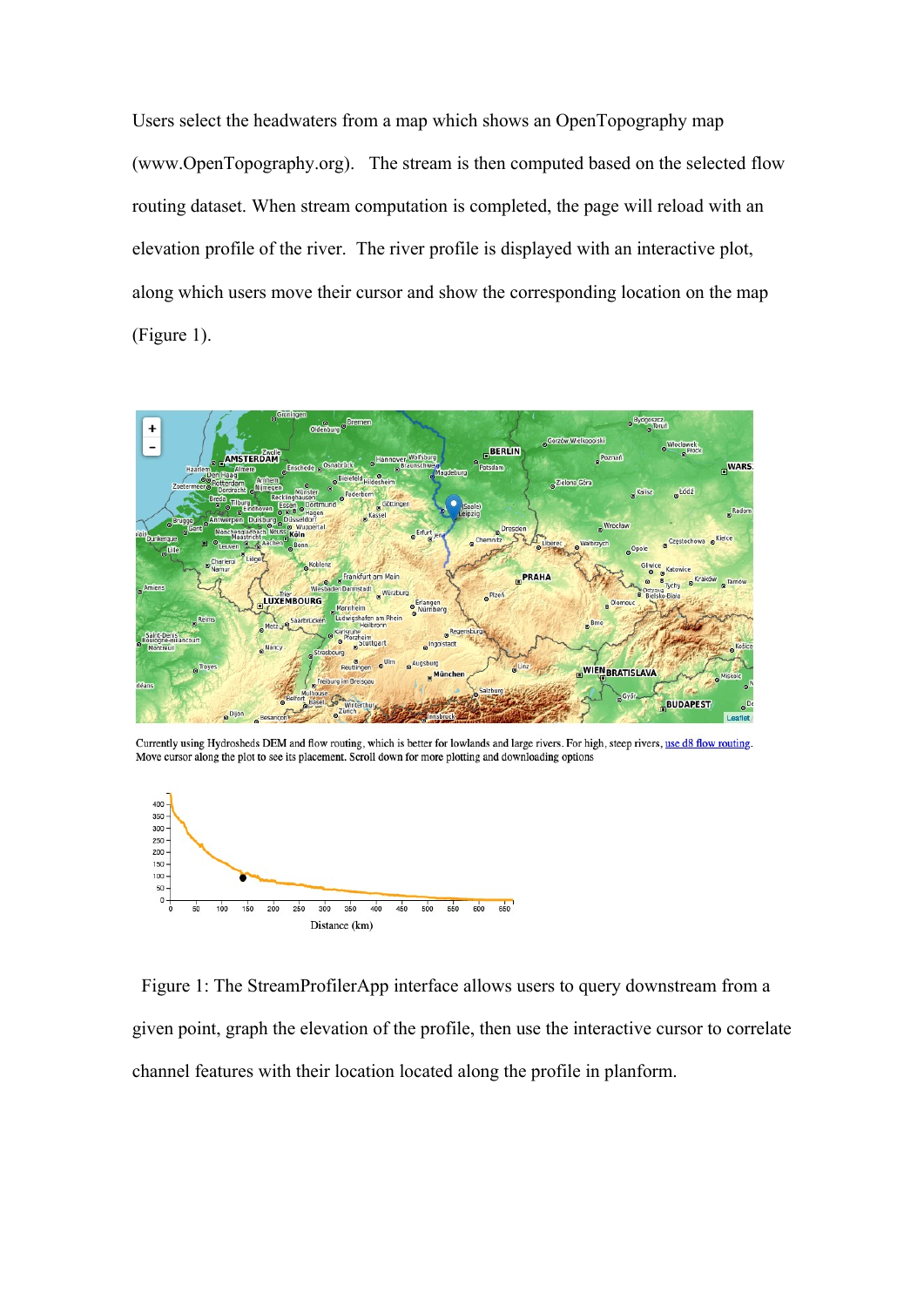Users select the headwaters from a map which shows an OpenTopography map (www.OpenTopography.org). The stream is then computed based on the selected flow routing dataset. When stream computation is completed, the page will reload with an elevation profile of the river. The river profile is displayed with an interactive plot, along which users move their cursor and show the corresponding location on the map (Figure 1).

Currently using Hydrosheds DEM and flow routing, which is better for lowlands and large rivers. For high, steep rivers, use d8 flow routing.
Move cursor along the plot to see its placement. Scroll down for more plotting and downloading options

Figure 1: The StreamProfilerApp interface allows users to query downstream from a given point, graph the elevation of the profile, then use the interactive cursor to correlate channel features with their location located along the profile in planform.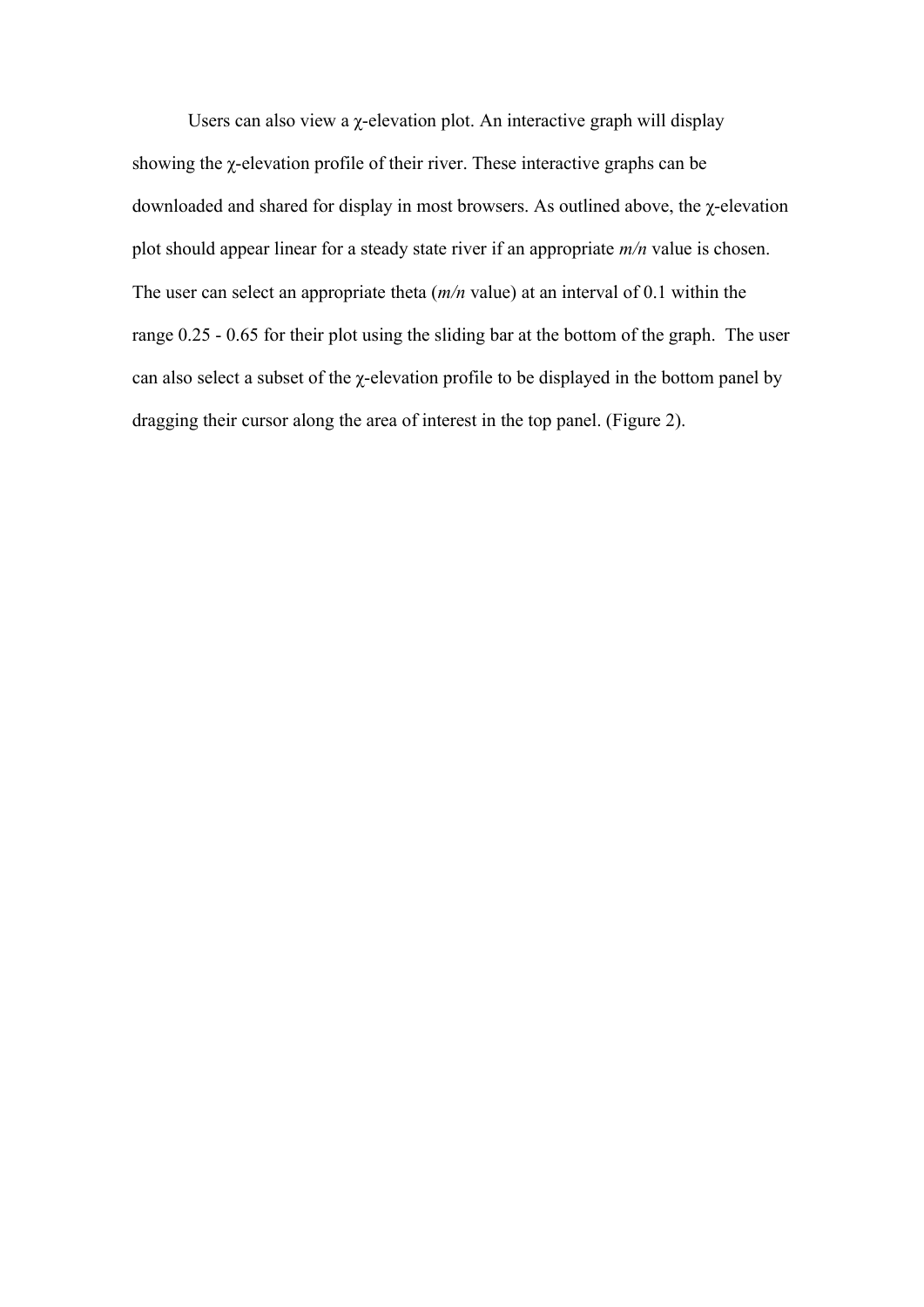Users can also view a $\chi$-elevation plot. An interactive graph will display showing the $\chi$-elevation profile of their river. These interactive graphs can be downloaded and shared for display in most browsers. As outlined above, the $\chi$-elevation plot should appear linear for a steady state river if an appropriate *m/n* value is chosen. The user can select an appropriate theta (*m/n* value) at an interval of 0.1 within the range 0.25 - 0.65 for their plot using the sliding bar at the bottom of the graph. The user can also select a subset of the $\chi$-elevation profile to be displayed in the bottom panel by dragging their cursor along the area of interest in the top panel. (Figure 2).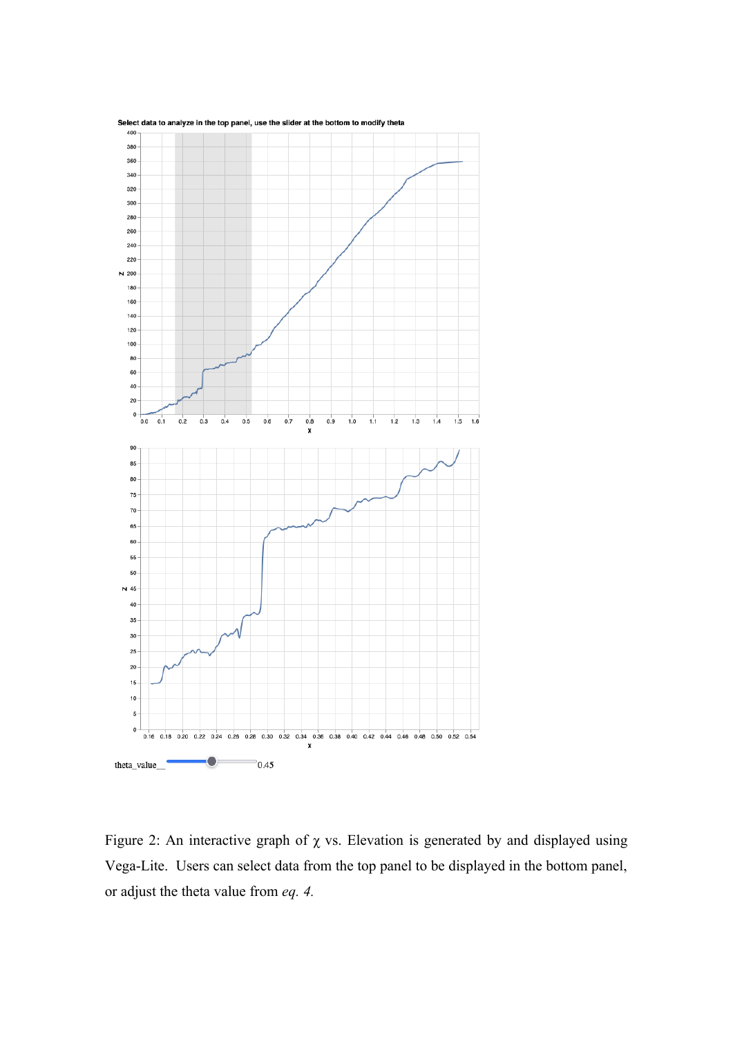Figure 2: An interactive graph of $\chi$ vs. Elevation is generated by and displayed using Vega-Lite. Users can select data from the top panel to be displayed in the bottom panel, or adjust the theta value from *eq. 4.*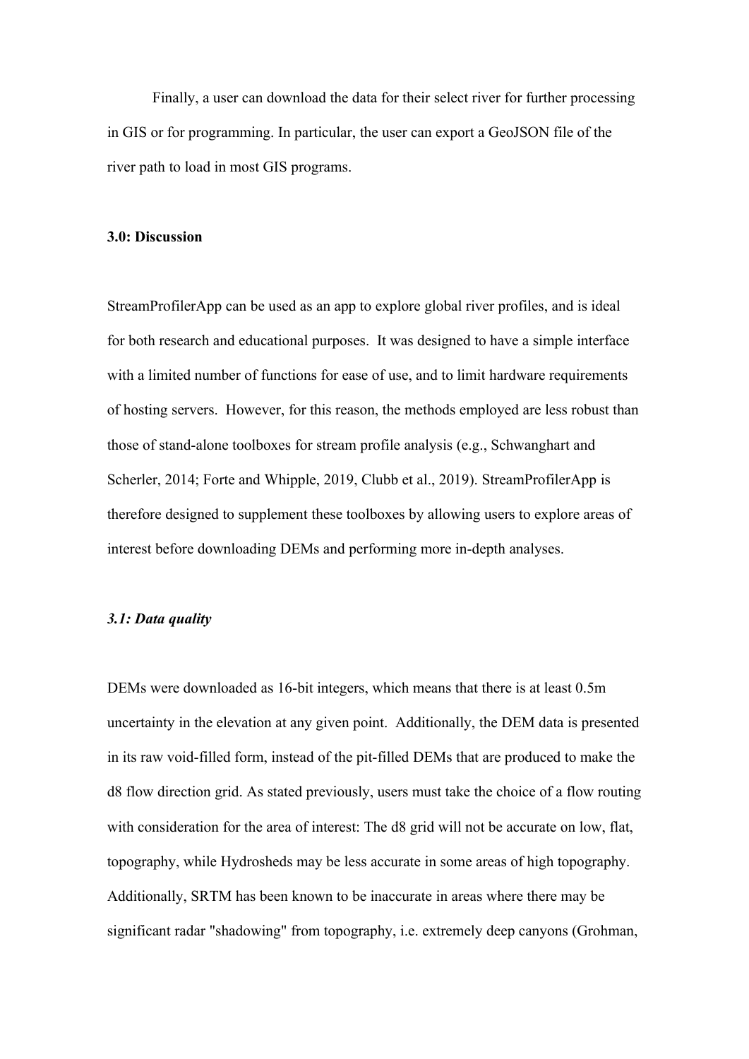Finally, a user can download the data for their select river for further processing in GIS or for programming. In particular, the user can export a GeoJSON file of the river path to load in most GIS programs.

## 3.0: Discussion

StreamProfilerApp can be used as an app to explore global river profiles, and is ideal for both research and educational purposes. It was designed to have a simple interface with a limited number of functions for ease of use, and to limit hardware requirements of hosting servers. However, for this reason, the methods employed are less robust than those of stand-alone toolboxes for stream profile analysis (e.g., Schwanghart and Scherler, 2014; Forte and Whipple, 2019, Clubb et al., 2019). StreamProfilerApp is therefore designed to supplement these toolboxes by allowing users to explore areas of interest before downloading DEMs and performing more in-depth analyses.

### *3.1: Data quality*

DEMs were downloaded as 16-bit integers, which means that there is at least 0.5m uncertainty in the elevation at any given point. Additionally, the DEM data is presented in its raw void-filled form, instead of the pit-filled DEMs that are produced to make the d8 flow direction grid. As stated previously, users must take the choice of a flow routing with consideration for the area of interest: The d8 grid will not be accurate on low, flat, topography, while Hydrosheds may be less accurate in some areas of high topography. Additionally, SRTM has been known to be inaccurate in areas where there may be significant radar "shadowing" from topography, i.e. extremely deep canyons (Grohman,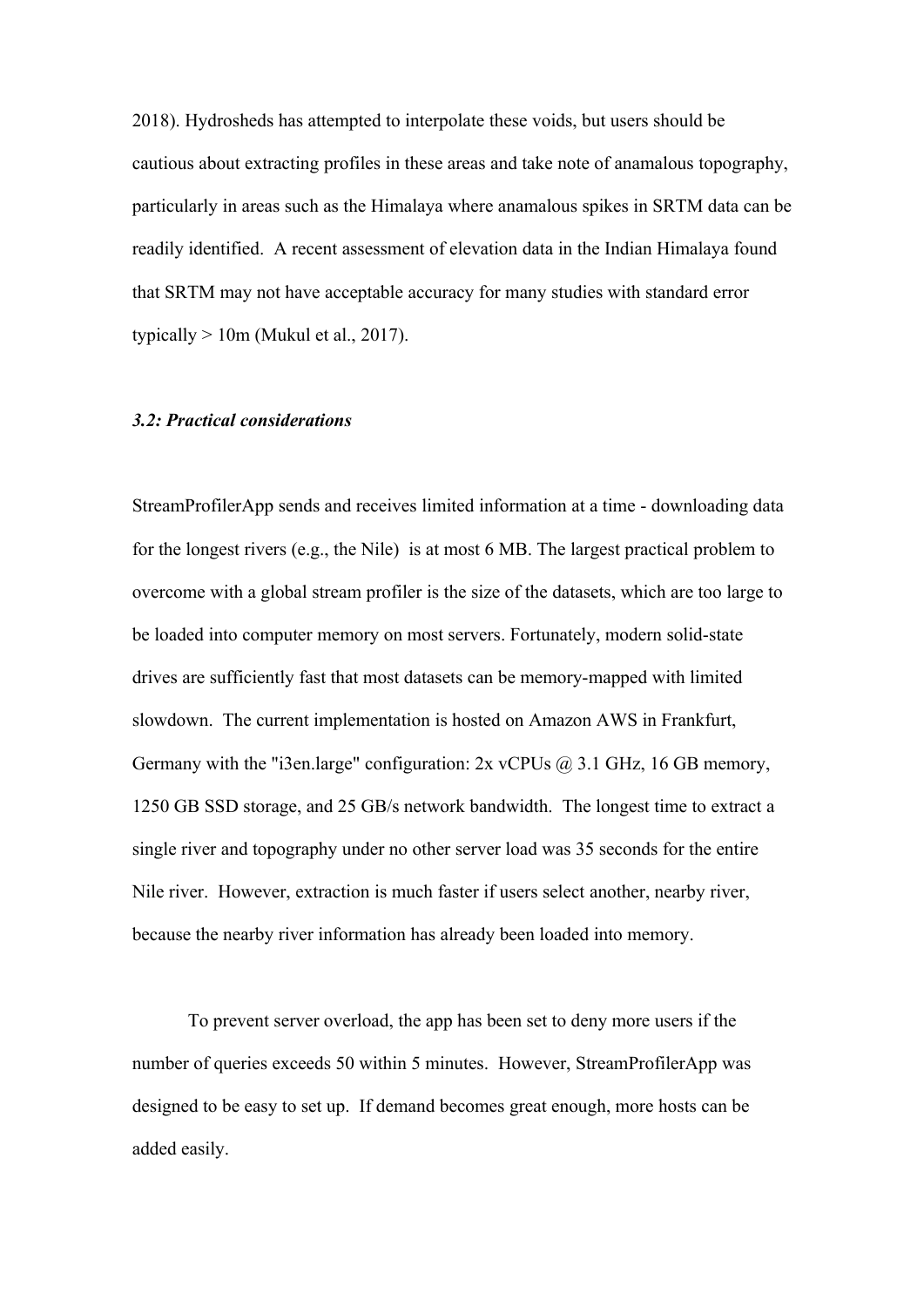2018). Hydrosheds has attempted to interpolate these voids, but users should be cautious about extracting profiles in these areas and take note of anamalous topography, particularly in areas such as the Himalaya where anamalous spikes in SRTM data can be readily identified. A recent assessment of elevation data in the Indian Himalaya found that SRTM may not have acceptable accuracy for many studies with standard error typically > 10m (Mukul et al., 2017).

### *3.2: Practical considerations*

StreamProfilerApp sends and receives limited information at a time - downloading data for the longest rivers (e.g., the Nile) is at most 6 MB. The largest practical problem to overcome with a global stream profiler is the size of the datasets, which are too large to be loaded into computer memory on most servers. Fortunately, modern solid-state drives are sufficiently fast that most datasets can be memory-mapped with limited slowdown. The current implementation is hosted on Amazon AWS in Frankfurt, Germany with the "i3en.large" configuration: 2x vCPUs @ 3.1 GHz, 16 GB memory, 1250 GB SSD storage, and 25 GB/s network bandwidth. The longest time to extract a single river and topography under no other server load was 35 seconds for the entire Nile river. However, extraction is much faster if users select another, nearby river, because the nearby river information has already been loaded into memory.

To prevent server overload, the app has been set to deny more users if the number of queries exceeds 50 within 5 minutes. However, StreamProfilerApp was designed to be easy to set up. If demand becomes great enough, more hosts can be added easily.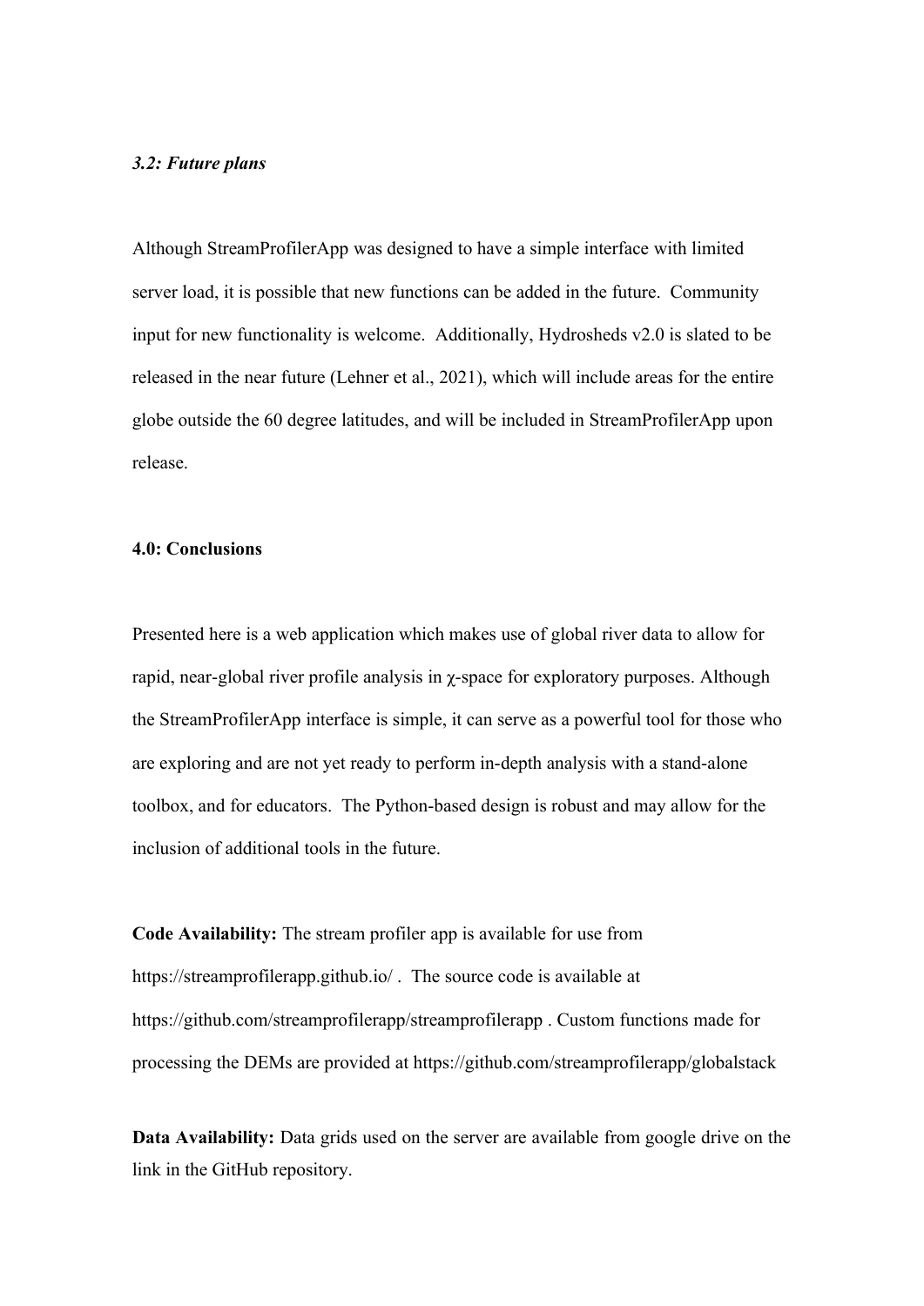### *3.2: Future plans*

Although StreamProfilerApp was designed to have a simple interface with limited server load, it is possible that new functions can be added in the future. Community input for new functionality is welcome. Additionally, Hydrosheds v2.0 is slated to be released in the near future (Lehner et al., 2021), which will include areas for the entire globe outside the 60 degree latitudes, and will be included in StreamProfilerApp upon release.

## 4.0: Conclusions

Presented here is a web application which makes use of global river data to allow for rapid, near-global river profile analysis in $\chi$-space for exploratory purposes. Although the StreamProfilerApp interface is simple, it can serve as a powerful tool for those who are exploring and are not yet ready to perform in-depth analysis with a stand-alone toolbox, and for educators. The Python-based design is robust and may allow for the inclusion of additional tools in the future.

**Code Availability:** The stream profiler app is available for use from https://streamprofilerapp.github.io/ . The source code is available at https://github.com/streamprofilerapp/streamprofilerapp . Custom functions made for processing the DEMs are provided at https://github.com/streamprofilerapp/globalstack

**Data Availability:** Data grids used on the server are available from google drive on the link in the GitHub repository.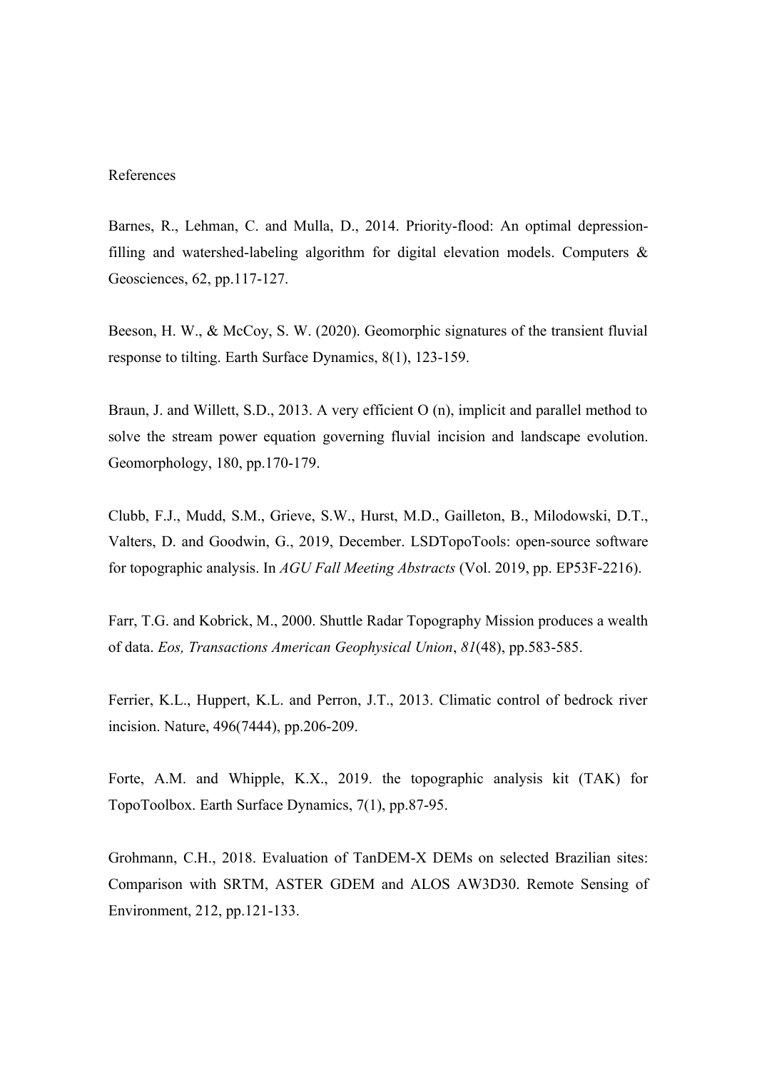References

Barnes, R., Lehman, C. and Mulla, D., 2014. Priority-flood: An optimal depression-filling and watershed-labeling algorithm for digital elevation models. Computers & Geosciences, 62, pp.117-127.

Beeson, H. W., & McCoy, S. W. (2020). Geomorphic signatures of the transient fluvial response to tilting. Earth Surface Dynamics, 8(1), 123-159.

Braun, J. and Willett, S.D., 2013. A very efficient O (n), implicit and parallel method to solve the stream power equation governing fluvial incision and landscape evolution. Geomorphology, 180, pp.170-179.

Clubb, F.J., Mudd, S.M., Grieve, S.W., Hurst, M.D., Gailleton, B., Milodowski, D.T., Valters, D. and Goodwin, G., 2019, December. LSDTopoTools: open-source software for topographic analysis. In *AGU Fall Meeting Abstracts* (Vol. 2019, pp. EP53F-2216).

Farr, T.G. and Kobrick, M., 2000. Shuttle Radar Topography Mission produces a wealth of data. *Eos, Transactions American Geophysical Union*, *81*(48), pp.583-585.

Ferrier, K.L., Huppert, K.L. and Perron, J.T., 2013. Climatic control of bedrock river incision. Nature, 496(7444), pp.206-209.

Forte, A.M. and Whipple, K.X., 2019. the topographic analysis kit (TAK) for TopoToolbox. Earth Surface Dynamics, 7(1), pp.87-95.

Grohmann, C.H., 2018. Evaluation of TanDEM-X DEMs on selected Brazilian sites: Comparison with SRTM, ASTER GDEM and ALOS AW3D30. Remote Sensing of Environment, 212, pp.121-133.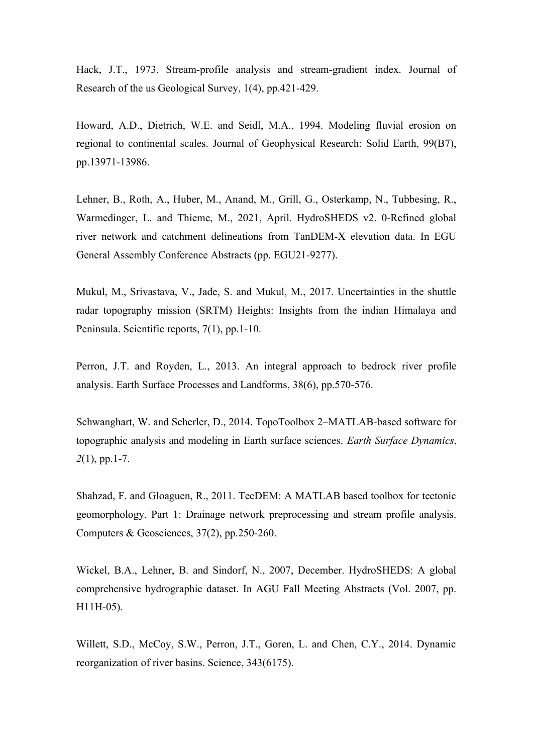Hack, J.T., 1973. Stream-profile analysis and stream-gradient index. Journal of Research of the us Geological Survey, 1(4), pp.421-429.

Howard, A.D., Dietrich, W.E. and Seidl, M.A., 1994. Modeling fluvial erosion on regional to continental scales. Journal of Geophysical Research: Solid Earth, 99(B7), pp.13971-13986.

Lehner, B., Roth, A., Huber, M., Anand, M., Grill, G., Osterkamp, N., Tubbesing, R., Warmedinger, L. and Thieme, M., 2021, April. HydroSHEDS v2. 0-Refined global river network and catchment delineations from TanDEM-X elevation data. In EGU General Assembly Conference Abstracts (pp. EGU21-9277).

Mukul, M., Srivastava, V., Jade, S. and Mukul, M., 2017. Uncertainties in the shuttle radar topography mission (SRTM) Heights: Insights from the indian Himalaya and Peninsula. Scientific reports, 7(1), pp.1-10.

Perron, J.T. and Royden, L., 2013. An integral approach to bedrock river profile analysis. Earth Surface Processes and Landforms, 38(6), pp.570-576.

Schwanghart, W. and Scherler, D., 2014. TopoToolbox 2–MATLAB-based software for topographic analysis and modeling in Earth surface sciences. *Earth Surface Dynamics*, *2*(1), pp.1-7.

Shahzad, F. and Gloaguen, R., 2011. TecDEM: A MATLAB based toolbox for tectonic geomorphology, Part 1: Drainage network preprocessing and stream profile analysis. Computers & Geosciences, 37(2), pp.250-260.

Wickel, B.A., Lehner, B. and Sindorf, N., 2007, December. HydroSHEDS: A global comprehensive hydrographic dataset. In AGU Fall Meeting Abstracts (Vol. 2007, pp. H11H-05).

Willett, S.D., McCoy, S.W., Perron, J.T., Goren, L. and Chen, C.Y., 2014. Dynamic reorganization of river basins. Science, 343(6175).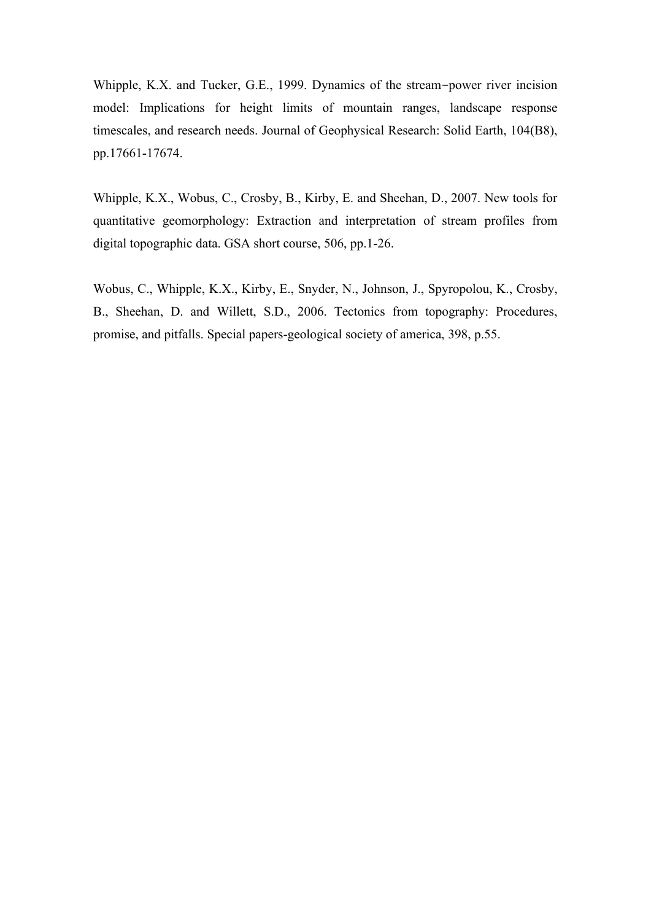Whipple, K.X. and Tucker, G.E., 1999. Dynamics of the stream-power river incision model: Implications for height limits of mountain ranges, landscape response timescales, and research needs. Journal of Geophysical Research: Solid Earth, 104(B8), pp.17661-17674.

Whipple, K.X., Wobus, C., Crosby, B., Kirby, E. and Sheehan, D., 2007. New tools for quantitative geomorphology: Extraction and interpretation of stream profiles from digital topographic data. GSA short course, 506, pp.1-26.

Wobus, C., Whipple, K.X., Kirby, E., Snyder, N., Johnson, J., Spyropolou, K., Crosby, B., Sheehan, D. and Willett, S.D., 2006. Tectonics from topography: Procedures, promise, and pitfalls. Special papers-geological society of america, 398, p.55.